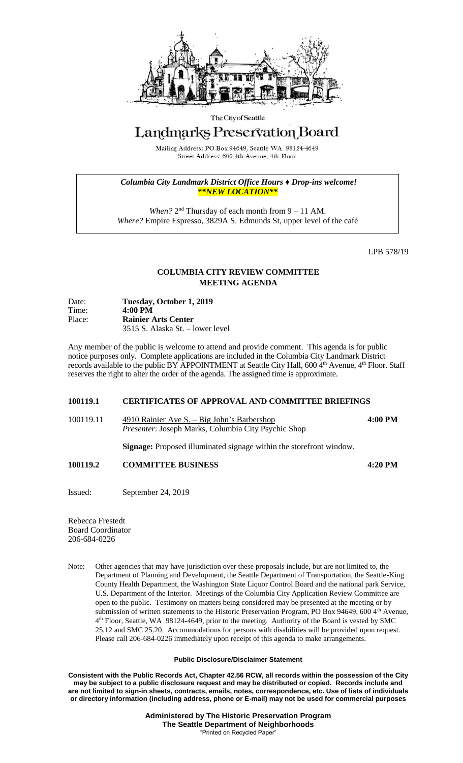The City of Seattle

# Landmarks Preservation Board

Mailing Address: PO Box 94649, Seattle WA 98124-4649
Street Address: 600 4th Avenue, 4th Floor

***Columbia City Landmark District Office Hours ♦ Drop-ins welcome!***
***\*\*NEW LOCATION\*\****

*When?* 2nd Thursday of each month from 9 – 11 AM.
*Where?* Empire Espresso, 3829A S. Edmunds St, upper level of the café

LPB 578/19

## COLUMBIA CITY REVIEW COMMITTEE
## MEETING AGENDA

Date: **Tuesday, October 1, 2019**
Time: **4:00 PM**
Place: **Rainier Arts Center**
3515 S. Alaska St. – lower level

Any member of the public is welcome to attend and provide comment. This agenda is for public notice purposes only. Complete applications are included in the Columbia City Landmark District records available to the public BY APPOINTMENT at Seattle City Hall, 600 4th Avenue, 4th Floor. Staff reserves the right to alter the order of the agenda. The assigned time is approximate.

**100119.1 CERTIFICATES OF APPROVAL AND COMMITTEE BRIEFINGS**

100119.11 4910 Rainier Ave S. – Big John's Barbershop **4:00 PM**
*Presenter*: Joseph Marks, Columbia City Psychic Shop

**Signage:** Proposed illuminated signage within the storefront window.

**100119.2 COMMITTEE BUSINESS 4:20 PM**

Issued: September 24, 2019

Rebecca Frestedt
Board Coordinator
206-684-0226

Note: Other agencies that may have jurisdiction over these proposals include, but are not limited to, the Department of Planning and Development, the Seattle Department of Transportation, the Seattle-King County Health Department, the Washington State Liquor Control Board and the national park Service, U.S. Department of the Interior. Meetings of the Columbia City Application Review Committee are open to the public. Testimony on matters being considered may be presented at the meeting or by submission of written statements to the Historic Preservation Program, PO Box 94649, 600 4th Avenue, 4th Floor, Seattle, WA 98124-4649, prior to the meeting. Authority of the Board is vested by SMC 25.12 and SMC 25.20. Accommodations for persons with disabilities will be provided upon request. Please call 206-684-0226 immediately upon receipt of this agenda to make arrangements.

**Public Disclosure/Disclaimer Statement**

**Consistent with the Public Records Act, Chapter 42.56 RCW, all records within the possession of the City may be subject to a public disclosure request and may be distributed or copied. Records include and are not limited to sign-in sheets, contracts, emails, notes, correspondence, etc. Use of lists of individuals or directory information (including address, phone or E-mail) may not be used for commercial purposes**

**Administered by The Historic Preservation Program**
**The Seattle Department of Neighborhoods**
"Printed on Recycled Paper"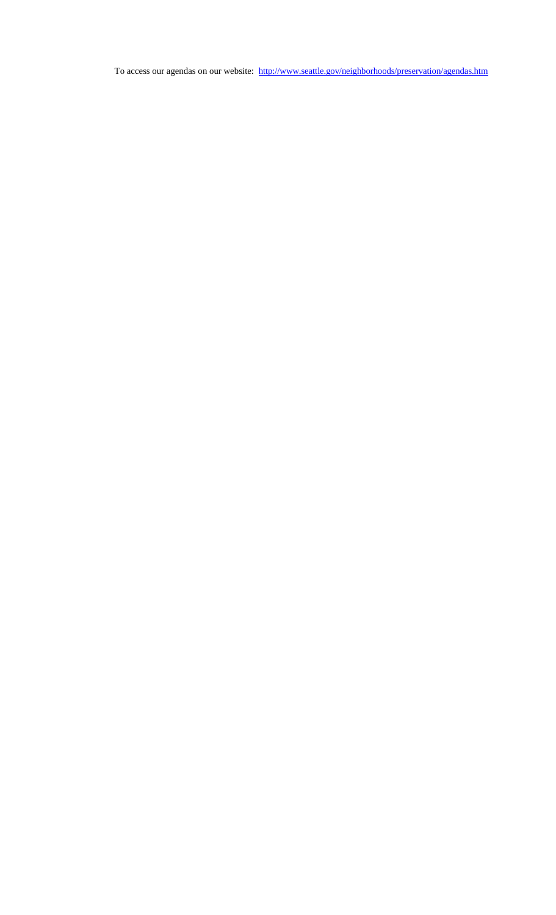To access our agendas on our website: [http://www.seattle.gov/neighborhoods/preservation/agendas.htm](http://www.seattle.gov/neighborhoods/preservation/agendas.htm)